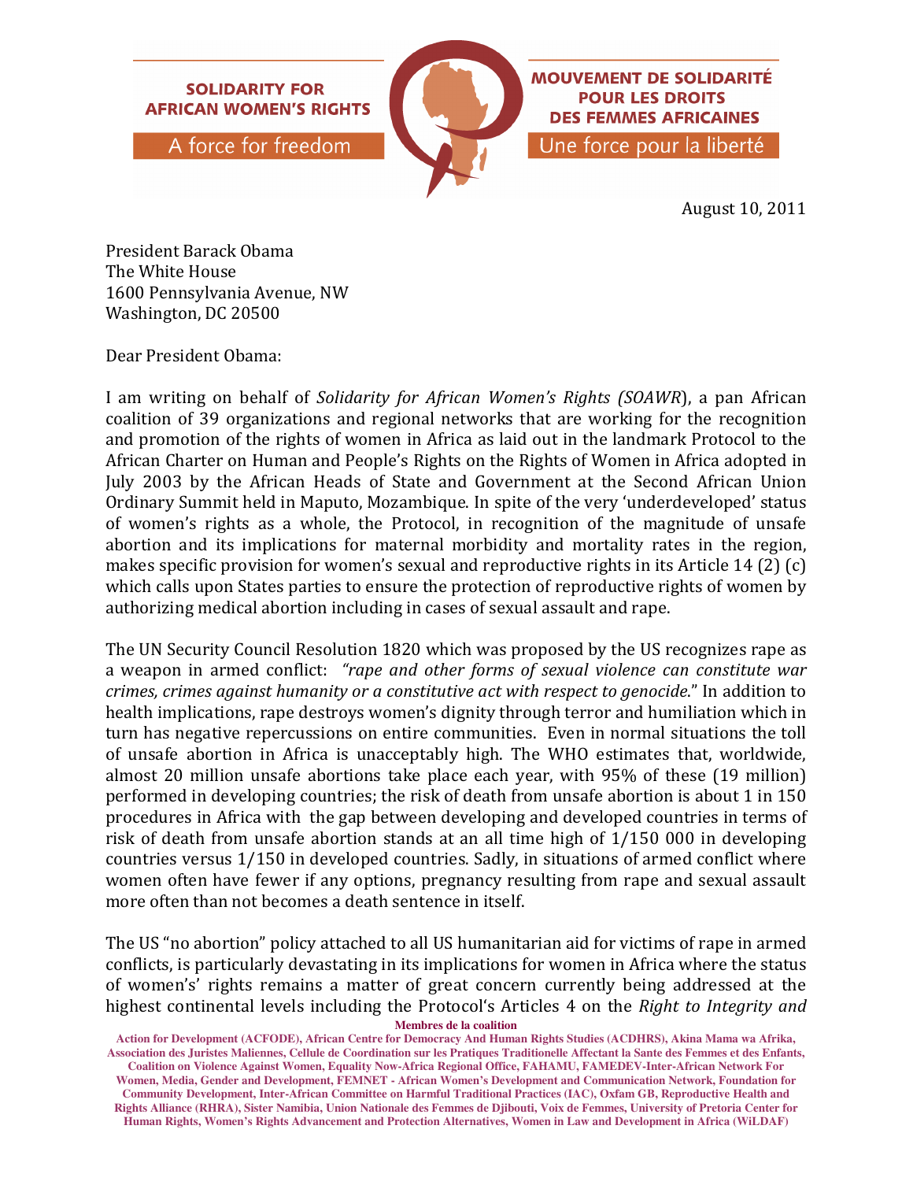**SOLIDARITY FOR AFRICAN WOMEN'S RIGHTS**

A force for freedom

**MOUVEMENT DE SOLIDARITÉ POUR LES DROITS DES FEMMES AFRICAINES**

Une force pour la liberté

August 10, 2011

President Barack Obama
The White House
1600 Pennsylvania Avenue, NW
Washington, DC 20500

Dear President Obama:

I am writing on behalf of *Solidarity for African Women's Rights (SOAWR*), a pan African coalition of 39 organizations and regional networks that are working for the recognition and promotion of the rights of women in Africa as laid out in the landmark Protocol to the African Charter on Human and People's Rights on the Rights of Women in Africa adopted in July 2003 by the African Heads of State and Government at the Second African Union Ordinary Summit held in Maputo, Mozambique. In spite of the very 'underdeveloped' status of women's rights as a whole, the Protocol, in recognition of the magnitude of unsafe abortion and its implications for maternal morbidity and mortality rates in the region, makes specific provision for women's sexual and reproductive rights in its Article 14 (2) (c) which calls upon States parties to ensure the protection of reproductive rights of women by authorizing medical abortion including in cases of sexual assault and rape.

The UN Security Council Resolution 1820 which was proposed by the US recognizes rape as a weapon in armed conflict: *"rape and other forms of sexual violence can constitute war crimes, crimes against humanity or a constitutive act with respect to genocide*." In addition to health implications, rape destroys women's dignity through terror and humiliation which in turn has negative repercussions on entire communities. Even in normal situations the toll of unsafe abortion in Africa is unacceptably high. The WHO estimates that, worldwide, almost 20 million unsafe abortions take place each year, with 95% of these (19 million) performed in developing countries; the risk of death from unsafe abortion is about 1 in 150 procedures in Africa with the gap between developing and developed countries in terms of risk of death from unsafe abortion stands at an all time high of 1/150 000 in developing countries versus 1/150 in developed countries. Sadly, in situations of armed conflict where women often have fewer if any options, pregnancy resulting from rape and sexual assault more often than not becomes a death sentence in itself.

The US "no abortion" policy attached to all US humanitarian aid for victims of rape in armed conflicts, is particularly devastating in its implications for women in Africa where the status of womens' rights remains a matter of great concern currently being addressed at the highest continental levels including the Protocol's Articles 4 on the *Right to Integrity and*

**Membres de la coalition**

**Action for Development (ACFODE), African Centre for Democracy And Human Rights Studies (ACDHRS), Akina Mama wa Afrika, Association des Juristes Maliennes, Cellule de Coordination sur les Pratiques Traditionelle Affectant la Sante des Femmes et des Enfants, Coalition on Violence Against Women, Equality Now-Africa Regional Office, FAHAMU, FAMEDEV-Inter-African Network For Women, Media, Gender and Development, FEMNET - African Women's Development and Communication Network, Foundation for Community Development, Inter-African Committee on Harmful Traditional Practices (IAC), Oxfam GB, Reproductive Health and Rights Alliance (RHRA), Sister Namibia, Union Nationale des Femmes de Djibouti, Voix de Femmes, University of Pretoria Center for Human Rights, Women's Rights Advancement and Protection Alternatives, Women in Law and Development in Africa (WiLDAF)**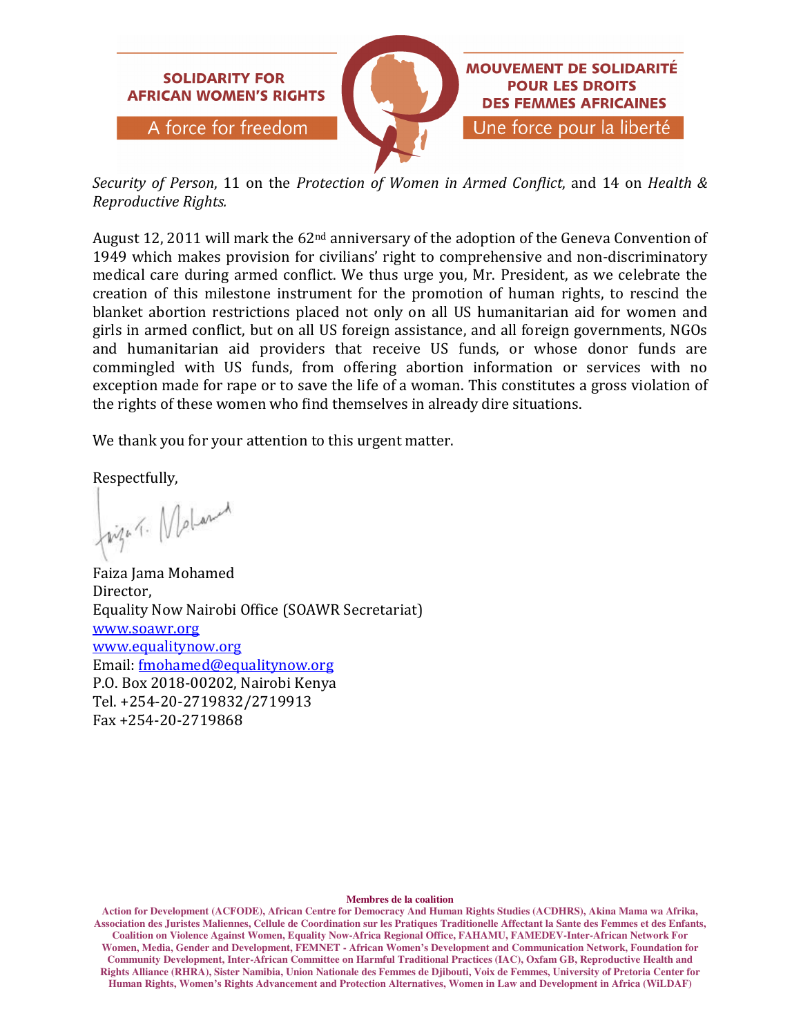*Security of Person*, 11 on the *Protection of Women in Armed Conflict*, and 14 on *Health & Reproductive Rights.*

August 12, 2011 will mark the 62nd anniversary of the adoption of the Geneva Convention of 1949 which makes provision for civilians' right to comprehensive and non-discriminatory medical care during armed conflict. We thus urge you, Mr. President, as we celebrate the creation of this milestone instrument for the promotion of human rights, to rescind the blanket abortion restrictions placed not only on all US humanitarian aid for women and girls in armed conflict, but on all US foreign assistance, and all foreign governments, NGOs and humanitarian aid providers that receive US funds, or whose donor funds are commingled with US funds, from offering abortion information or services with no exception made for rape or to save the life of a woman. This constitutes a gross violation of the rights of these women who find themselves in already dire situations.

We thank you for your attention to this urgent matter.

Respectfully,

Faiza Jama Mohamed
Director,
Equality Now Nairobi Office (SOAWR Secretariat)
www.soawr.org
www.equalitynow.org
Email: fmohamed@equalitynow.org
P.O. Box 2018-00202, Nairobi Kenya
Tel. +254-20-2719832/2719913
Fax +254-20-2719868

**Membres de la coalition**

**Action for Development (ACFODE), African Centre for Democracy And Human Rights Studies (ACDHRS), Akina Mama wa Afrika, Association des Juristes Maliennes, Cellule de Coordination sur les Pratiques Traditionelle Affectant la Sante des Femmes et des Enfants, Coalition on Violence Against Women, Equality Now-Africa Regional Office, FAHAMU, FAMEDEV-Inter-African Network For Women, Media, Gender and Development, FEMNET - African Women's Development and Communication Network, Foundation for Community Development, Inter-African Committee on Harmful Traditional Practices (IAC), Oxfam GB, Reproductive Health and Rights Alliance (RHRA), Sister Namibia, Union Nationale des Femmes de Djibouti, Voix de Femmes, University of Pretoria Center for Human Rights, Women's Rights Advancement and Protection Alternatives, Women in Law and Development in Africa (WiLDAF)**